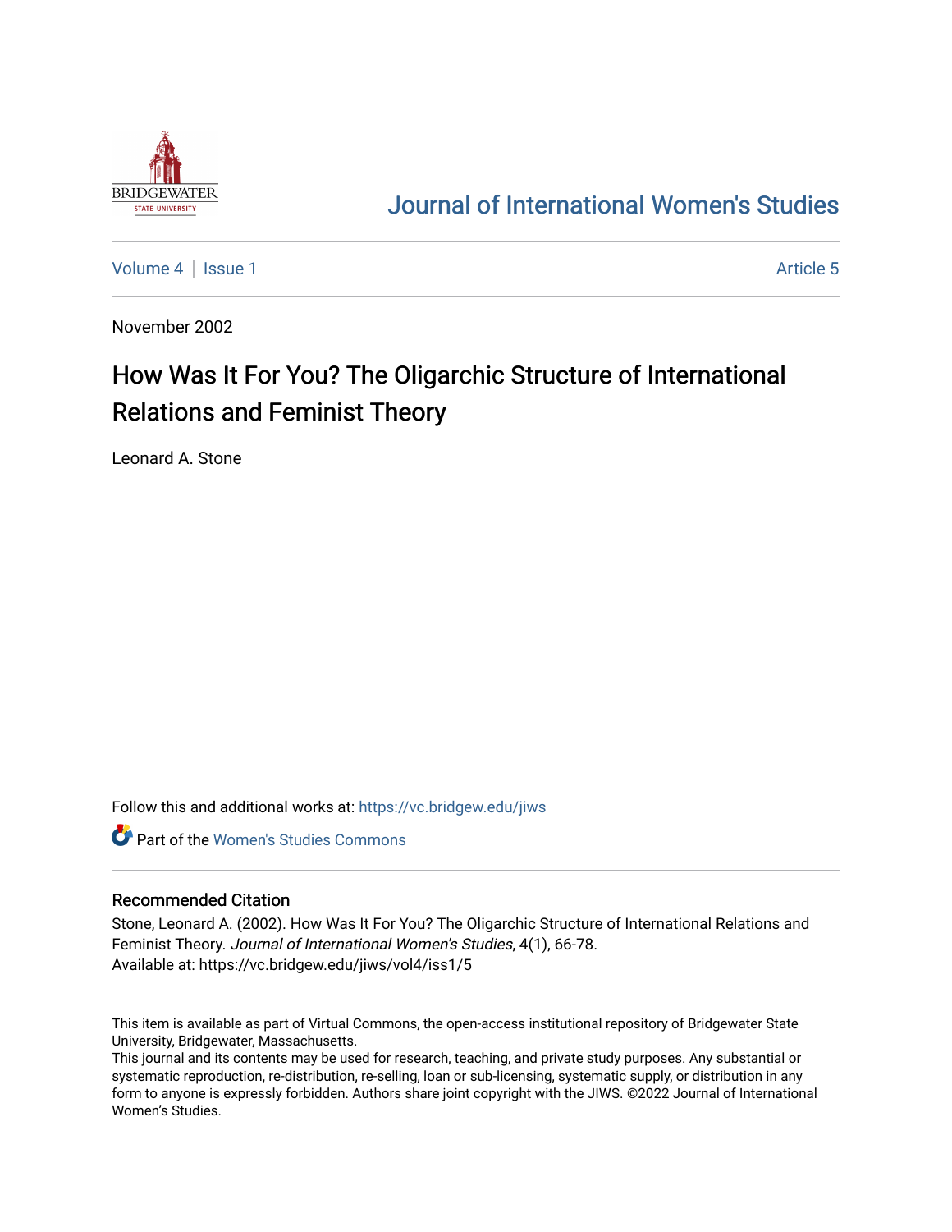Journal of International Women's Studies

Volume 4 | Issue 1 Article 5

November 2002

# How Was It For You? The Oligarchic Structure of International Relations and Feminist Theory

Leonard A. Stone

Follow this and additional works at: https://vc.bridgew.edu/jiws

Part of the Women's Studies Commons

## Recommended Citation

Stone, Leonard A. (2002). How Was It For You? The Oligarchic Structure of International Relations and Feminist Theory. *Journal of International Women's Studies*, 4(1), 66-78.
Available at: https://vc.bridgew.edu/jiws/vol4/iss1/5

This item is available as part of Virtual Commons, the open-access institutional repository of Bridgewater State University, Bridgewater, Massachusetts.
This journal and its contents may be used for research, teaching, and private study purposes. Any substantial or systematic reproduction, re-distribution, re-selling, loan or sub-licensing, systematic supply, or distribution in any form to anyone is expressly forbidden. Authors share joint copyright with the JIWS. ©2022 Journal of International Women's Studies.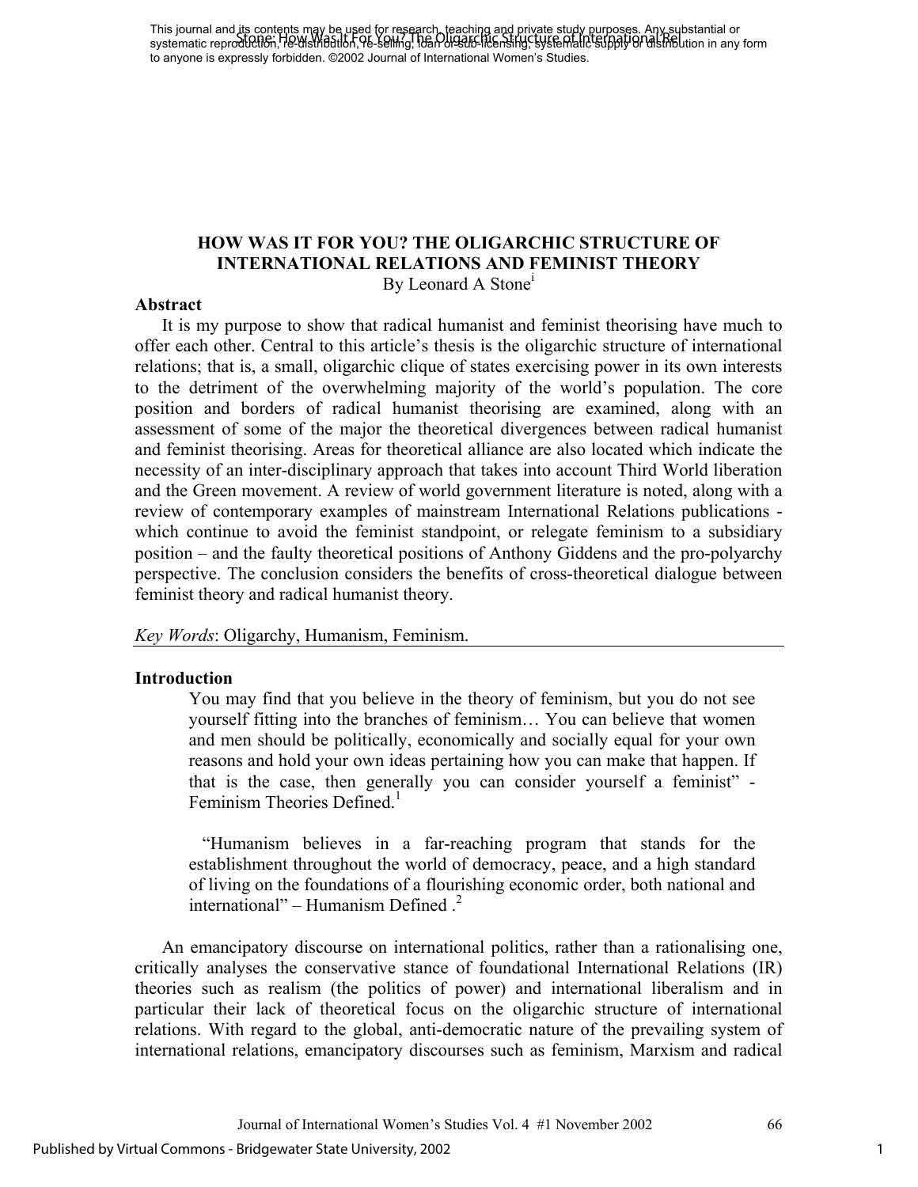# HOW WAS IT FOR YOU? THE OLIGARCHIC STRUCTURE OF INTERNATIONAL RELATIONS AND FEMINIST THEORY

By Leonard A Stone[i]

## Abstract

It is my purpose to show that radical humanist and feminist theorising have much to offer each other. Central to this article's thesis is the oligarchic structure of international relations; that is, a small, oligarchic clique of states exercising power in its own interests to the detriment of the overwhelming majority of the world's population. The core position and borders of radical humanist theorising are examined, along with an assessment of some of the major the theoretical divergences between radical humanist and feminist theorising. Areas for theoretical alliance are also located which indicate the necessity of an inter-disciplinary approach that takes into account Third World liberation and the Green movement. A review of world government literature is noted, along with a review of contemporary examples of mainstream International Relations publications - which continue to avoid the feminist standpoint, or relegate feminism to a subsidiary position – and the faulty theoretical positions of Anthony Giddens and the pro-polyarchy perspective. The conclusion considers the benefits of cross-theoretical dialogue between feminist theory and radical humanist theory.

*Key Words*: Oligarchy, Humanism, Feminism.

## Introduction

> You may find that you believe in the theory of feminism, but you do not see yourself fitting into the branches of feminism… You can believe that women and men should be politically, economically and socially equal for your own reasons and hold your own ideas pertaining how you can make that happen. If that is the case, then generally you can consider yourself a feminist" - Feminism Theories Defined.[1]

> "Humanism believes in a far-reaching program that stands for the establishment throughout the world of democracy, peace, and a high standard of living on the foundations of a flourishing economic order, both national and international" – Humanism Defined .[2]

An emancipatory discourse on international politics, rather than a rationalising one, critically analyses the conservative stance of foundational International Relations (IR) theories such as realism (the politics of power) and international liberalism and in particular their lack of theoretical focus on the oligarchic structure of international relations. With regard to the global, anti-democratic nature of the prevailing system of international relations, emancipatory discourses such as feminism, Marxism and radical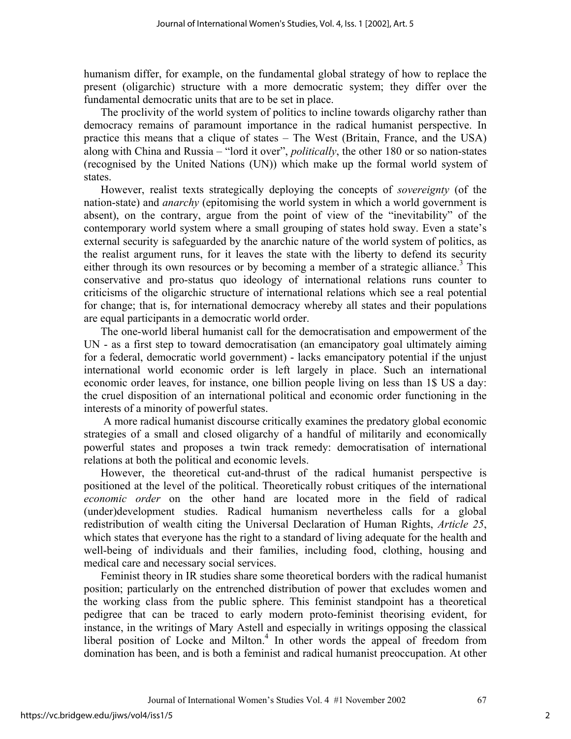humanism differ, for example, on the fundamental global strategy of how to replace the present (oligarchic) structure with a more democratic system; they differ over the fundamental democratic units that are to be set in place.

The proclivity of the world system of politics to incline towards oligarchy rather than democracy remains of paramount importance in the radical humanist perspective. In practice this means that a clique of states – The West (Britain, France, and the USA) along with China and Russia – "lord it over", *politically*, the other 180 or so nation-states (recognised by the United Nations (UN)) which make up the formal world system of states.

However, realist texts strategically deploying the concepts of *sovereignty* (of the nation-state) and *anarchy* (epitomising the world system in which a world government is absent), on the contrary, argue from the point of view of the "inevitability" of the contemporary world system where a small grouping of states hold sway. Even a state's external security is safeguarded by the anarchic nature of the world system of politics, as the realist argument runs, for it leaves the state with the liberty to defend its security either through its own resources or by becoming a member of a strategic alliance.[3] This conservative and pro-status quo ideology of international relations runs counter to criticisms of the oligarchic structure of international relations which see a real potential for change; that is, for international democracy whereby all states and their populations are equal participants in a democratic world order.

The one-world liberal humanist call for the democratisation and empowerment of the UN - as a first step to toward democratisation (an emancipatory goal ultimately aiming for a federal, democratic world government) - lacks emancipatory potential if the unjust international world economic order is left largely in place. Such an international economic order leaves, for instance, one billion people living on less than 1$ US a day: the cruel disposition of an international political and economic order functioning in the interests of a minority of powerful states.

A more radical humanist discourse critically examines the predatory global economic strategies of a small and closed oligarchy of a handful of militarily and economically powerful states and proposes a twin track remedy: democratisation of international relations at both the political and economic levels.

However, the theoretical cut-and-thrust of the radical humanist perspective is positioned at the level of the political. Theoretically robust critiques of the international *economic order* on the other hand are located more in the field of radical (under)development studies. Radical humanism nevertheless calls for a global redistribution of wealth citing the Universal Declaration of Human Rights, *Article 25*, which states that everyone has the right to a standard of living adequate for the health and well-being of individuals and their families, including food, clothing, housing and medical care and necessary social services.

Feminist theory in IR studies share some theoretical borders with the radical humanist position; particularly on the entrenched distribution of power that excludes women and the working class from the public sphere. This feminist standpoint has a theoretical pedigree that can be traced to early modern proto-feminist theorising evident, for instance, in the writings of Mary Astell and especially in writings opposing the classical liberal position of Locke and Milton.[4] In other words the appeal of freedom from domination has been, and is both a feminist and radical humanist preoccupation. At other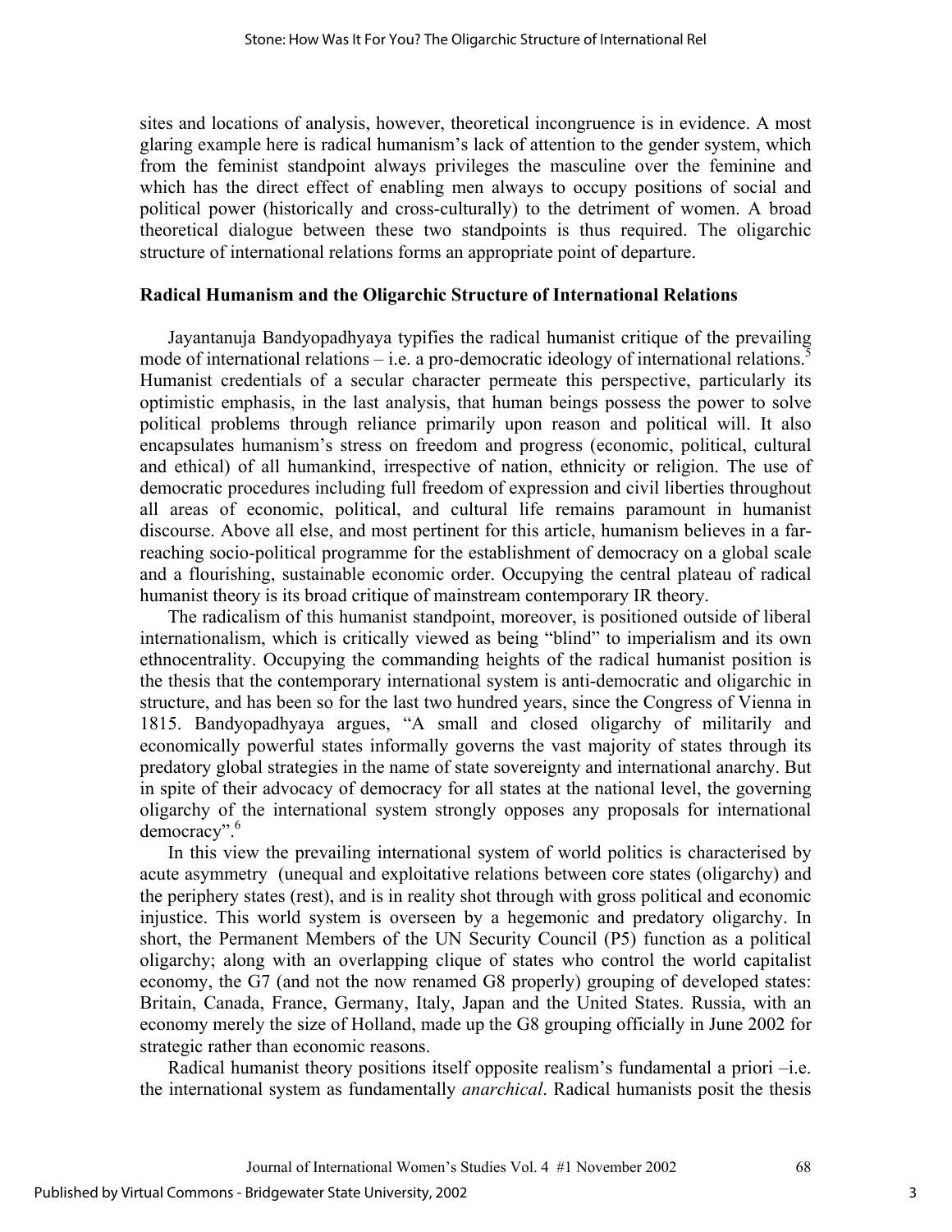sites and locations of analysis, however, theoretical incongruence is in evidence. A most glaring example here is radical humanism's lack of attention to the gender system, which from the feminist standpoint always privileges the masculine over the feminine and which has the direct effect of enabling men always to occupy positions of social and political power (historically and cross-culturally) to the detriment of women. A broad theoretical dialogue between these two standpoints is thus required. The oligarchic structure of international relations forms an appropriate point of departure.

**Radical Humanism and the Oligarchic Structure of International Relations**

Jayantanuja Bandyopadhyaya typifies the radical humanist critique of the prevailing mode of international relations – i.e. a pro-democratic ideology of international relations.[5] Humanist credentials of a secular character permeate this perspective, particularly its optimistic emphasis, in the last analysis, that human beings possess the power to solve political problems through reliance primarily upon reason and political will. It also encapsulates humanism's stress on freedom and progress (economic, political, cultural and ethical) of all humankind, irrespective of nation, ethnicity or religion. The use of democratic procedures including full freedom of expression and civil liberties throughout all areas of economic, political, and cultural life remains paramount in humanist discourse. Above all else, and most pertinent for this article, humanism believes in a far-reaching socio-political programme for the establishment of democracy on a global scale and a flourishing, sustainable economic order. Occupying the central plateau of radical humanist theory is its broad critique of mainstream contemporary IR theory.

The radicalism of this humanist standpoint, moreover, is positioned outside of liberal internationalism, which is critically viewed as being "blind" to imperialism and its own ethnocentrality. Occupying the commanding heights of the radical humanist position is the thesis that the contemporary international system is anti-democratic and oligarchic in structure, and has been so for the last two hundred years, since the Congress of Vienna in 1815. Bandyopadhyaya argues, "A small and closed oligarchy of militarily and economically powerful states informally governs the vast majority of states through its predatory global strategies in the name of state sovereignty and international anarchy. But in spite of their advocacy of democracy for all states at the national level, the governing oligarchy of the international system strongly opposes any proposals for international democracy".[6]

In this view the prevailing international system of world politics is characterised by acute asymmetry (unequal and exploitative relations between core states (oligarchy) and the periphery states (rest), and is in reality shot through with gross political and economic injustice. This world system is overseen by a hegemonic and predatory oligarchy. In short, the Permanent Members of the UN Security Council (P5) function as a political oligarchy; along with an overlapping clique of states who control the world capitalist economy, the G7 (and not the now renamed G8 properly) grouping of developed states: Britain, Canada, France, Germany, Italy, Japan and the United States. Russia, with an economy merely the size of Holland, made up the G8 grouping officially in June 2002 for strategic rather than economic reasons.

Radical humanist theory positions itself opposite realism's fundamental a priori –i.e. the international system as fundamentally *anarchical*. Radical humanists posit the thesis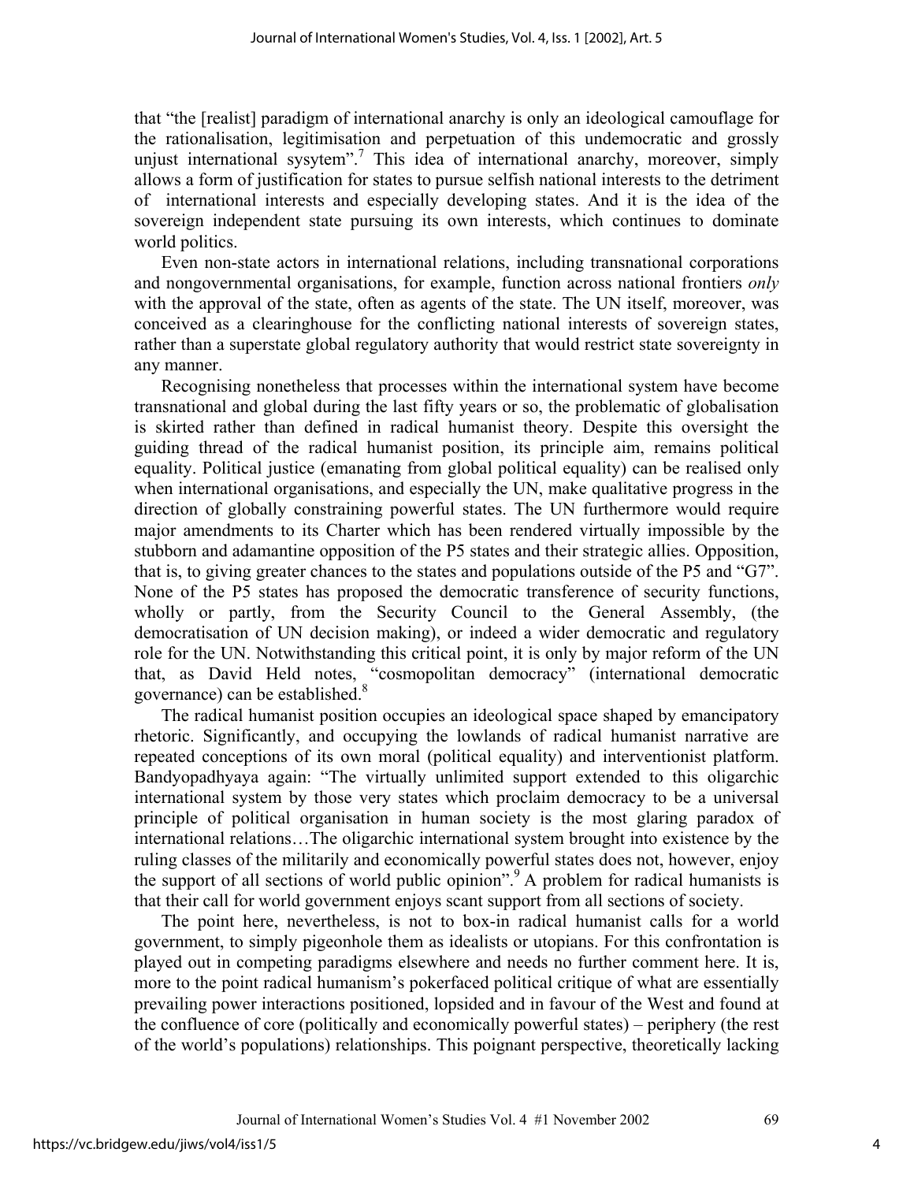that "the [realist] paradigm of international anarchy is only an ideological camouflage for the rationalisation, legitimisation and perpetuation of this undemocratic and grossly unjust international sysytem".[7] This idea of international anarchy, moreover, simply allows a form of justification for states to pursue selfish national interests to the detriment of international interests and especially developing states. And it is the idea of the sovereign independent state pursuing its own interests, which continues to dominate world politics.

Even non-state actors in international relations, including transnational corporations and nongovernmental organisations, for example, function across national frontiers *only* with the approval of the state, often as agents of the state. The UN itself, moreover, was conceived as a clearinghouse for the conflicting national interests of sovereign states, rather than a superstate global regulatory authority that would restrict state sovereignty in any manner.

Recognising nonetheless that processes within the international system have become transnational and global during the last fifty years or so, the problematic of globalisation is skirted rather than defined in radical humanist theory. Despite this oversight the guiding thread of the radical humanist position, its principle aim, remains political equality. Political justice (emanating from global political equality) can be realised only when international organisations, and especially the UN, make qualitative progress in the direction of globally constraining powerful states. The UN furthermore would require major amendments to its Charter which has been rendered virtually impossible by the stubborn and adamantine opposition of the P5 states and their strategic allies. Opposition, that is, to giving greater chances to the states and populations outside of the P5 and "G7". None of the P5 states has proposed the democratic transference of security functions, wholly or partly, from the Security Council to the General Assembly, (the democratisation of UN decision making), or indeed a wider democratic and regulatory role for the UN. Notwithstanding this critical point, it is only by major reform of the UN that, as David Held notes, "cosmopolitan democracy" (international democratic governance) can be established.[8]

The radical humanist position occupies an ideological space shaped by emancipatory rhetoric. Significantly, and occupying the lowlands of radical humanist narrative are repeated conceptions of its own moral (political equality) and interventionist platform. Bandyopadhyaya again: "The virtually unlimited support extended to this oligarchic international system by those very states which proclaim democracy to be a universal principle of political organisation in human society is the most glaring paradox of international relations…The oligarchic international system brought into existence by the ruling classes of the militarily and economically powerful states does not, however, enjoy the support of all sections of world public opinion".[9] A problem for radical humanists is that their call for world government enjoys scant support from all sections of society.

The point here, nevertheless, is not to box-in radical humanist calls for a world government, to simply pigeonhole them as idealists or utopians. For this confrontation is played out in competing paradigms elsewhere and needs no further comment here. It is, more to the point radical humanism's pokerfaced political critique of what are essentially prevailing power interactions positioned, lopsided and in favour of the West and found at the confluence of core (politically and economically powerful states) – periphery (the rest of the world's populations) relationships. This poignant perspective, theoretically lacking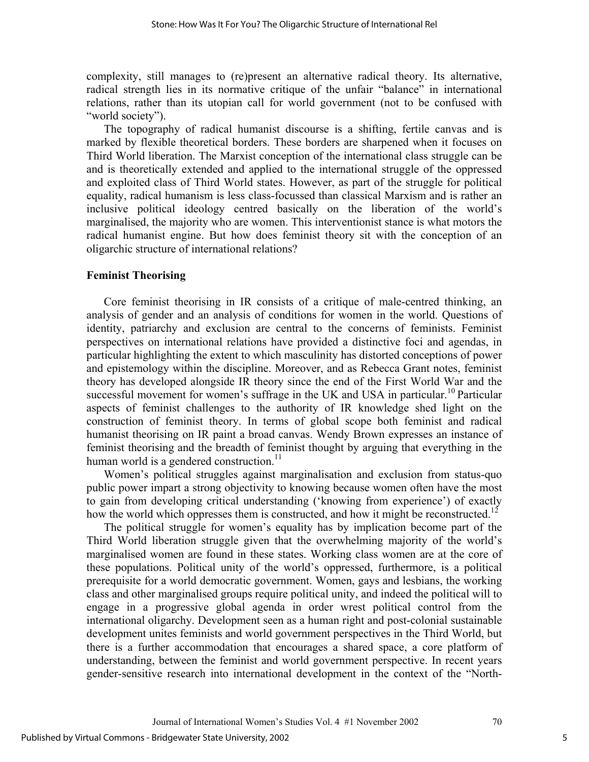complexity, still manages to (re)present an alternative radical theory. Its alternative, radical strength lies in its normative critique of the unfair "balance" in international relations, rather than its utopian call for world government (not to be confused with "world society").

The topography of radical humanist discourse is a shifting, fertile canvas and is marked by flexible theoretical borders. These borders are sharpened when it focuses on Third World liberation. The Marxist conception of the international class struggle can be and is theoretically extended and applied to the international struggle of the oppressed and exploited class of Third World states. However, as part of the struggle for political equality, radical humanism is less class-focussed than classical Marxism and is rather an inclusive political ideology centred basically on the liberation of the world's marginalised, the majority who are women. This interventionist stance is what motors the radical humanist engine. But how does feminist theory sit with the conception of an oligarchic structure of international relations?

**Feminist Theorising**

Core feminist theorising in IR consists of a critique of male-centred thinking, an analysis of gender and an analysis of conditions for women in the world. Questions of identity, patriarchy and exclusion are central to the concerns of feminists. Feminist perspectives on international relations have provided a distinctive foci and agendas, in particular highlighting the extent to which masculinity has distorted conceptions of power and epistemology within the discipline. Moreover, and as Rebecca Grant notes, feminist theory has developed alongside IR theory since the end of the First World War and the successful movement for women's suffrage in the UK and USA in particular.[10] Particular aspects of feminist challenges to the authority of IR knowledge shed light on the construction of feminist theory. In terms of global scope both feminist and radical humanist theorising on IR paint a broad canvas. Wendy Brown expresses an instance of feminist theorising and the breadth of feminist thought by arguing that everything in the human world is a gendered construction.[11]

Women's political struggles against marginalisation and exclusion from status-quo public power impart a strong objectivity to knowing because women often have the most to gain from developing critical understanding ('knowing from experience') of exactly how the world which oppresses them is constructed, and how it might be reconstructed.[12]

The political struggle for women's equality has by implication become part of the Third World liberation struggle given that the overwhelming majority of the world's marginalised women are found in these states. Working class women are at the core of these populations. Political unity of the world's oppressed, furthermore, is a political prerequisite for a world democratic government. Women, gays and lesbians, the working class and other marginalised groups require political unity, and indeed the political will to engage in a progressive global agenda in order wrest political control from the international oligarchy. Development seen as a human right and post-colonial sustainable development unites feminists and world government perspectives in the Third World, but there is a further accommodation that encourages a shared space, a core platform of understanding, between the feminist and world government perspective. In recent years gender-sensitive research into international development in the context of the "North-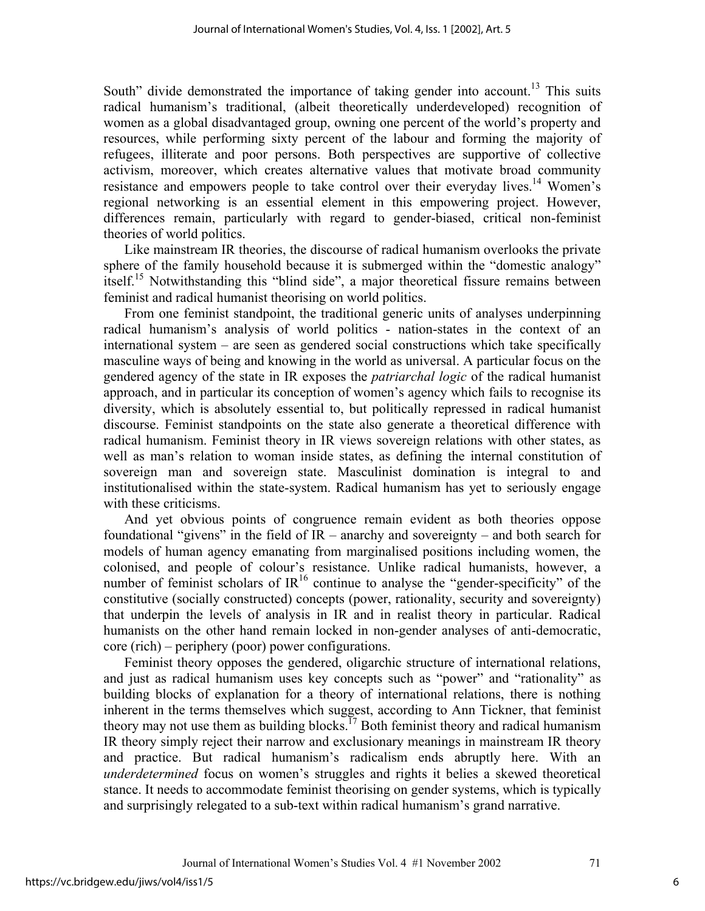South" divide demonstrated the importance of taking gender into account.[13] This suits radical humanism's traditional, (albeit theoretically underdeveloped) recognition of women as a global disadvantaged group, owning one percent of the world's property and resources, while performing sixty percent of the labour and forming the majority of refugees, illiterate and poor persons. Both perspectives are supportive of collective activism, moreover, which creates alternative values that motivate broad community resistance and empowers people to take control over their everyday lives.[14] Women's regional networking is an essential element in this empowering project. However, differences remain, particularly with regard to gender-biased, critical non-feminist theories of world politics.

Like mainstream IR theories, the discourse of radical humanism overlooks the private sphere of the family household because it is submerged within the "domestic analogy" itself.[15] Notwithstanding this "blind side", a major theoretical fissure remains between feminist and radical humanist theorising on world politics.

From one feminist standpoint, the traditional generic units of analyses underpinning radical humanism's analysis of world politics - nation-states in the context of an international system – are seen as gendered social constructions which take specifically masculine ways of being and knowing in the world as universal. A particular focus on the gendered agency of the state in IR exposes the *patriarchal logic* of the radical humanist approach, and in particular its conception of women's agency which fails to recognise its diversity, which is absolutely essential to, but politically repressed in radical humanist discourse. Feminist standpoints on the state also generate a theoretical difference with radical humanism. Feminist theory in IR views sovereign relations with other states, as well as man's relation to woman inside states, as defining the internal constitution of sovereign man and sovereign state. Masculinist domination is integral to and institutionalised within the state-system. Radical humanism has yet to seriously engage with these criticisms.

And yet obvious points of congruence remain evident as both theories oppose foundational "givens" in the field of IR – anarchy and sovereignty – and both search for models of human agency emanating from marginalised positions including women, the colonised, and people of colour's resistance. Unlike radical humanists, however, a number of feminist scholars of IR[16] continue to analyse the "gender-specificity" of the constitutive (socially constructed) concepts (power, rationality, security and sovereignty) that underpin the levels of analysis in IR and in realist theory in particular. Radical humanists on the other hand remain locked in non-gender analyses of anti-democratic, core (rich) – periphery (poor) power configurations.

Feminist theory opposes the gendered, oligarchic structure of international relations, and just as radical humanism uses key concepts such as "power" and "rationality" as building blocks of explanation for a theory of international relations, there is nothing inherent in the terms themselves which suggest, according to Ann Tickner, that feminist theory may not use them as building blocks.[17] Both feminist theory and radical humanism IR theory simply reject their narrow and exclusionary meanings in mainstream IR theory and practice. But radical humanism's radicalism ends abruptly here. With an *underdetermined* focus on women's struggles and rights it belies a skewed theoretical stance. It needs to accommodate feminist theorising on gender systems, which is typically and surprisingly relegated to a sub-text within radical humanism's grand narrative.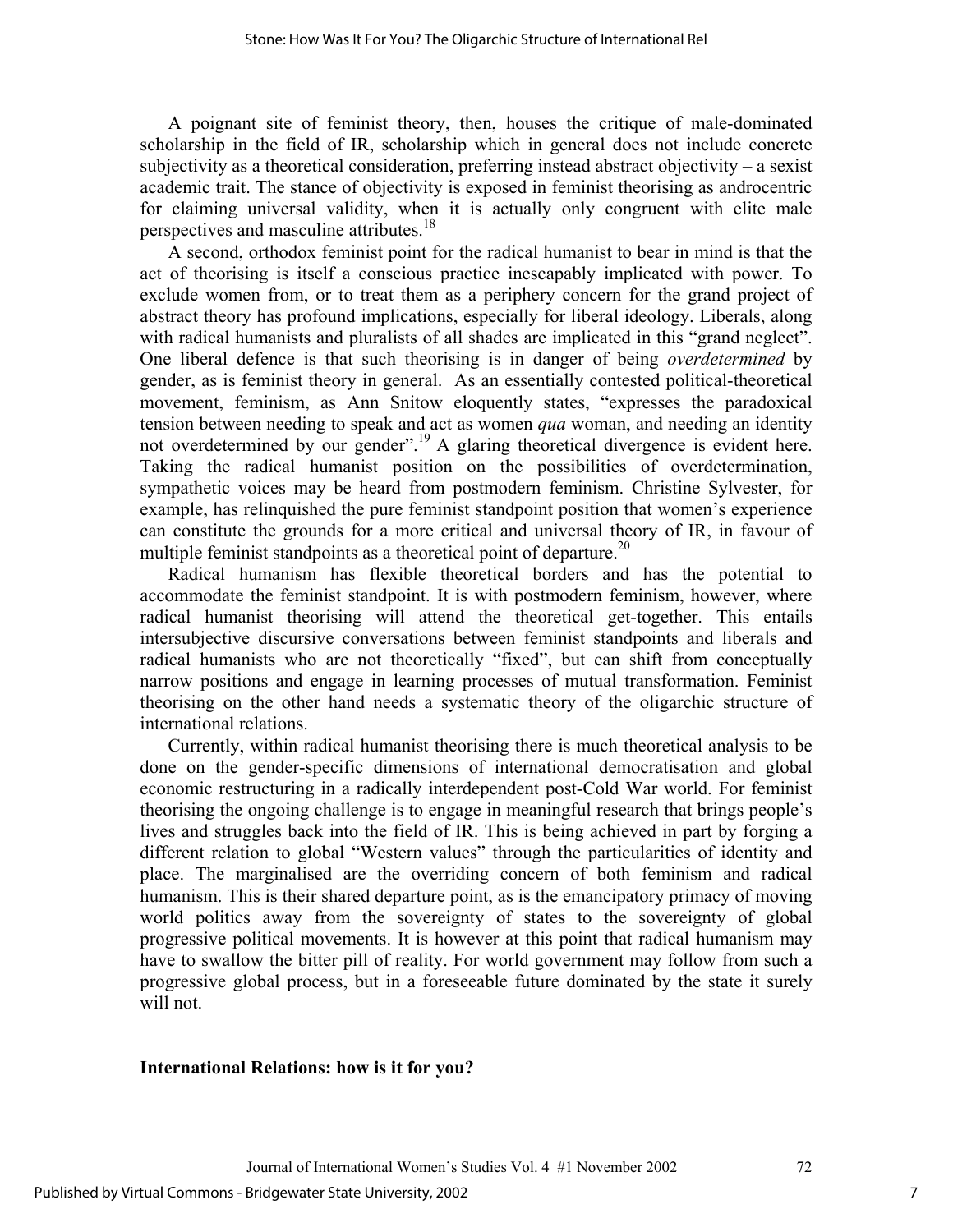A poignant site of feminist theory, then, houses the critique of male-dominated scholarship in the field of IR, scholarship which in general does not include concrete subjectivity as a theoretical consideration, preferring instead abstract objectivity – a sexist academic trait. The stance of objectivity is exposed in feminist theorising as androcentric for claiming universal validity, when it is actually only congruent with elite male perspectives and masculine attributes.[18]

A second, orthodox feminist point for the radical humanist to bear in mind is that the act of theorising is itself a conscious practice inescapably implicated with power. To exclude women from, or to treat them as a periphery concern for the grand project of abstract theory has profound implications, especially for liberal ideology. Liberals, along with radical humanists and pluralists of all shades are implicated in this "grand neglect". One liberal defence is that such theorising is in danger of being *overdetermined* by gender, as is feminist theory in general. As an essentially contested political-theoretical movement, feminism, as Ann Snitow eloquently states, "expresses the paradoxical tension between needing to speak and act as women *qua* woman, and needing an identity not overdetermined by our gender".[19] A glaring theoretical divergence is evident here. Taking the radical humanist position on the possibilities of overdetermination, sympathetic voices may be heard from postmodern feminism. Christine Sylvester, for example, has relinquished the pure feminist standpoint position that women's experience can constitute the grounds for a more critical and universal theory of IR, in favour of multiple feminist standpoints as a theoretical point of departure.[20]

Radical humanism has flexible theoretical borders and has the potential to accommodate the feminist standpoint. It is with postmodern feminism, however, where radical humanist theorising will attend the theoretical get-together. This entails intersubjective discursive conversations between feminist standpoints and liberals and radical humanists who are not theoretically "fixed", but can shift from conceptually narrow positions and engage in learning processes of mutual transformation. Feminist theorising on the other hand needs a systematic theory of the oligarchic structure of international relations.

Currently, within radical humanist theorising there is much theoretical analysis to be done on the gender-specific dimensions of international democratisation and global economic restructuring in a radically interdependent post-Cold War world. For feminist theorising the ongoing challenge is to engage in meaningful research that brings people's lives and struggles back into the field of IR. This is being achieved in part by forging a different relation to global "Western values" through the particularities of identity and place. The marginalised are the overriding concern of both feminism and radical humanism. This is their shared departure point, as is the emancipatory primacy of moving world politics away from the sovereignty of states to the sovereignty of global progressive political movements. It is however at this point that radical humanism may have to swallow the bitter pill of reality. For world government may follow from such a progressive global process, but in a foreseeable future dominated by the state it surely will not.

## International Relations: how is it for you?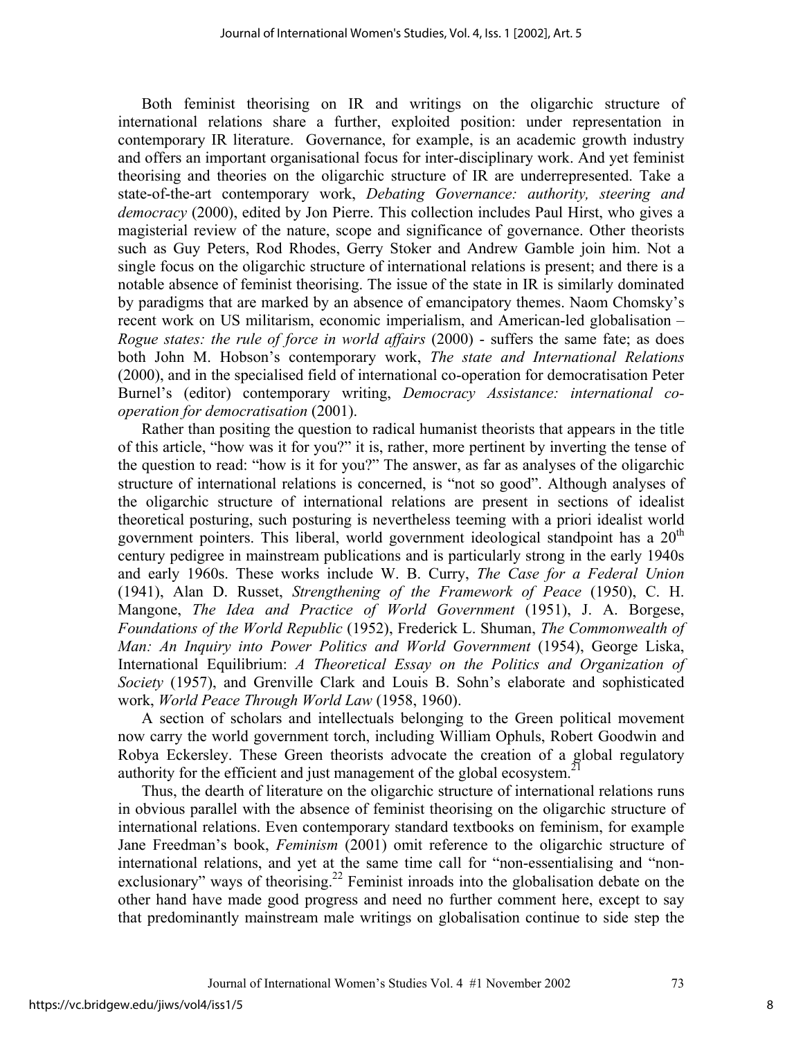Both feminist theorising on IR and writings on the oligarchic structure of international relations share a further, exploited position: under representation in contemporary IR literature. Governance, for example, is an academic growth industry and offers an important organisational focus for inter-disciplinary work. And yet feminist theorising and theories on the oligarchic structure of IR are underrepresented. Take a state-of-the-art contemporary work, *Debating Governance: authority, steering and democracy* (2000), edited by Jon Pierre. This collection includes Paul Hirst, who gives a magisterial review of the nature, scope and significance of governance. Other theorists such as Guy Peters, Rod Rhodes, Gerry Stoker and Andrew Gamble join him. Not a single focus on the oligarchic structure of international relations is present; and there is a notable absence of feminist theorising. The issue of the state in IR is similarly dominated by paradigms that are marked by an absence of emancipatory themes. Naom Chomsky's recent work on US militarism, economic imperialism, and American-led globalisation – *Rogue states: the rule of force in world affairs* (2000) - suffers the same fate; as does both John M. Hobson's contemporary work, *The state and International Relations* (2000), and in the specialised field of international co-operation for democratisation Peter Burnel's (editor) contemporary writing, *Democracy Assistance: international co-operation for democratisation* (2001).

Rather than positing the question to radical humanist theorists that appears in the title of this article, "how was it for you?" it is, rather, more pertinent by inverting the tense of the question to read: "how is it for you?" The answer, as far as analyses of the oligarchic structure of international relations is concerned, is "not so good". Although analyses of the oligarchic structure of international relations are present in sections of idealist theoretical posturing, such posturing is nevertheless teeming with a priori idealist world government pointers. This liberal, world government ideological standpoint has a 20th century pedigree in mainstream publications and is particularly strong in the early 1940s and early 1960s. These works include W. B. Curry, *The Case for a Federal Union* (1941), Alan D. Russet, *Strengthening of the Framework of Peace* (1950), C. H. Mangone, *The Idea and Practice of World Government* (1951), J. A. Borgese, *Foundations of the World Republic* (1952), Frederick L. Shuman, *The Commonwealth of Man: An Inquiry into Power Politics and World Government* (1954), George Liska, International Equilibrium: *A Theoretical Essay on the Politics and Organization of Society* (1957), and Grenville Clark and Louis B. Sohn's elaborate and sophisticated work, *World Peace Through World Law* (1958, 1960).

A section of scholars and intellectuals belonging to the Green political movement now carry the world government torch, including William Ophuls, Robert Goodwin and Robya Eckersley. These Green theorists advocate the creation of a global regulatory authority for the efficient and just management of the global ecosystem.[21]

Thus, the dearth of literature on the oligarchic structure of international relations runs in obvious parallel with the absence of feminist theorising on the oligarchic structure of international relations. Even contemporary standard textbooks on feminism, for example Jane Freedman's book, *Feminism* (2001) omit reference to the oligarchic structure of international relations, and yet at the same time call for "non-essentialising and "non-exclusionary" ways of theorising.[22] Feminist inroads into the globalisation debate on the other hand have made good progress and need no further comment here, except to say that predominantly mainstream male writings on globalisation continue to side step the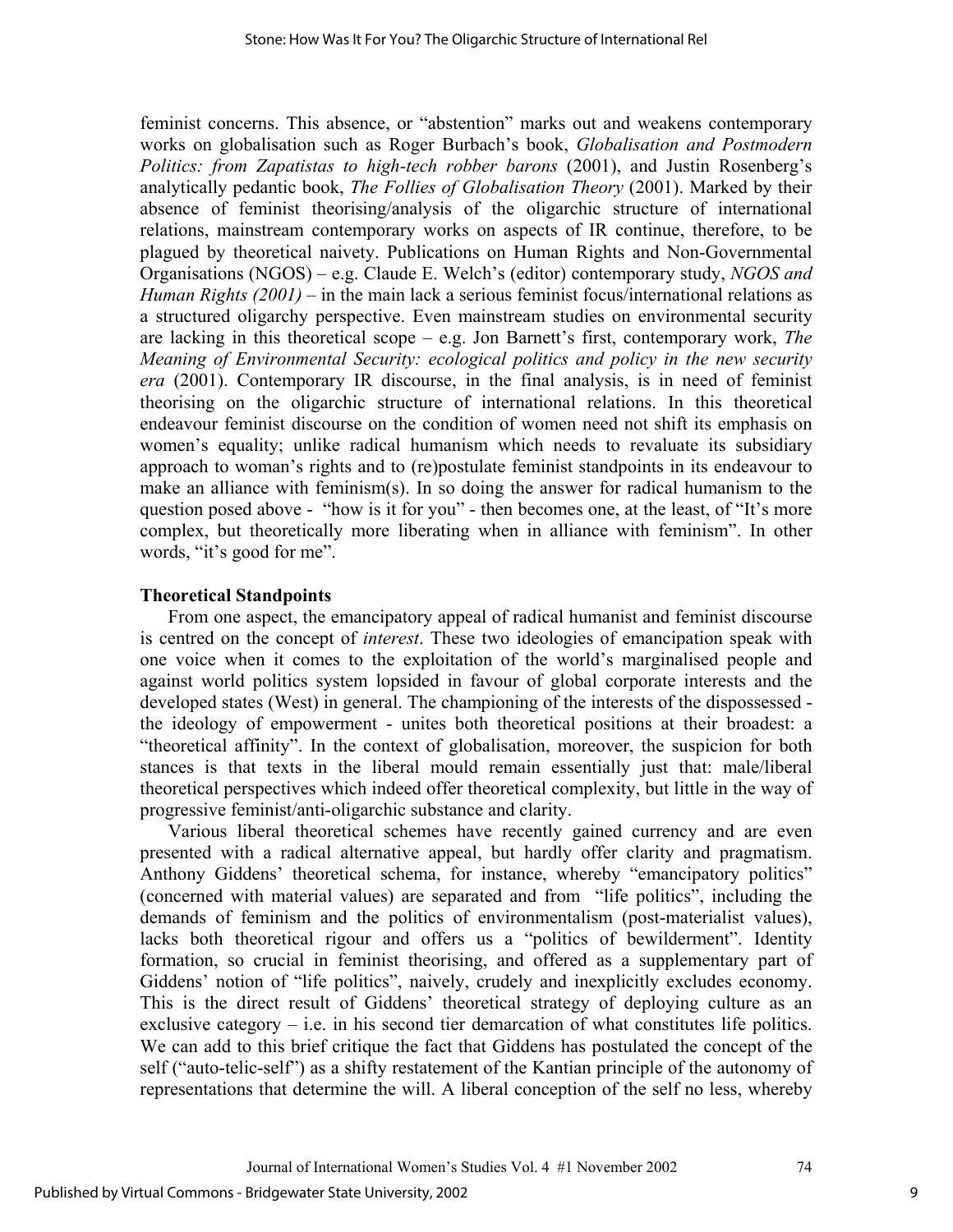feminist concerns. This absence, or "abstention" marks out and weakens contemporary works on globalisation such as Roger Burbach's book, *Globalisation and Postmodern Politics: from Zapatistas to high-tech robber barons* (2001), and Justin Rosenberg's analytically pedantic book, *The Follies of Globalisation Theory* (2001). Marked by their absence of feminist theorising/analysis of the oligarchic structure of international relations, mainstream contemporary works on aspects of IR continue, therefore, to be plagued by theoretical naivety. Publications on Human Rights and Non-Governmental Organisations (NGOS) – e.g. Claude E. Welch's (editor) contemporary study, *NGOS and Human Rights (2001)* – in the main lack a serious feminist focus/international relations as a structured oligarchy perspective. Even mainstream studies on environmental security are lacking in this theoretical scope – e.g. Jon Barnett's first, contemporary work, *The Meaning of Environmental Security: ecological politics and policy in the new security era* (2001). Contemporary IR discourse, in the final analysis, is in need of feminist theorising on the oligarchic structure of international relations. In this theoretical endeavour feminist discourse on the condition of women need not shift its emphasis on women's equality; unlike radical humanism which needs to revaluate its subsidiary approach to woman's rights and to (re)postulate feminist standpoints in its endeavour to make an alliance with feminism(s). In so doing the answer for radical humanism to the question posed above - "how is it for you" - then becomes one, at the least, of "It's more complex, but theoretically more liberating when in alliance with feminism". In other words, "it's good for me".

**Theoretical Standpoints**

From one aspect, the emancipatory appeal of radical humanist and feminist discourse is centred on the concept of *interest*. These two ideologies of emancipation speak with one voice when it comes to the exploitation of the world's marginalised people and against world politics system lopsided in favour of global corporate interests and the developed states (West) in general. The championing of the interests of the dispossessed - the ideology of empowerment - unites both theoretical positions at their broadest: a "theoretical affinity". In the context of globalisation, moreover, the suspicion for both stances is that texts in the liberal mould remain essentially just that: male/liberal theoretical perspectives which indeed offer theoretical complexity, but little in the way of progressive feminist/anti-oligarchic substance and clarity.

Various liberal theoretical schemes have recently gained currency and are even presented with a radical alternative appeal, but hardly offer clarity and pragmatism. Anthony Giddens' theoretical schema, for instance, whereby "emancipatory politics" (concerned with material values) are separated and from "life politics", including the demands of feminism and the politics of environmentalism (post-materialist values), lacks both theoretical rigour and offers us a "politics of bewilderment". Identity formation, so crucial in feminist theorising, and offered as a supplementary part of Giddens' notion of "life politics", naively, crudely and inexplicitly excludes economy. This is the direct result of Giddens' theoretical strategy of deploying culture as an exclusive category – i.e. in his second tier demarcation of what constitutes life politics. We can add to this brief critique the fact that Giddens has postulated the concept of the self ("auto-telic-self") as a shifty restatement of the Kantian principle of the autonomy of representations that determine the will. A liberal conception of the self no less, whereby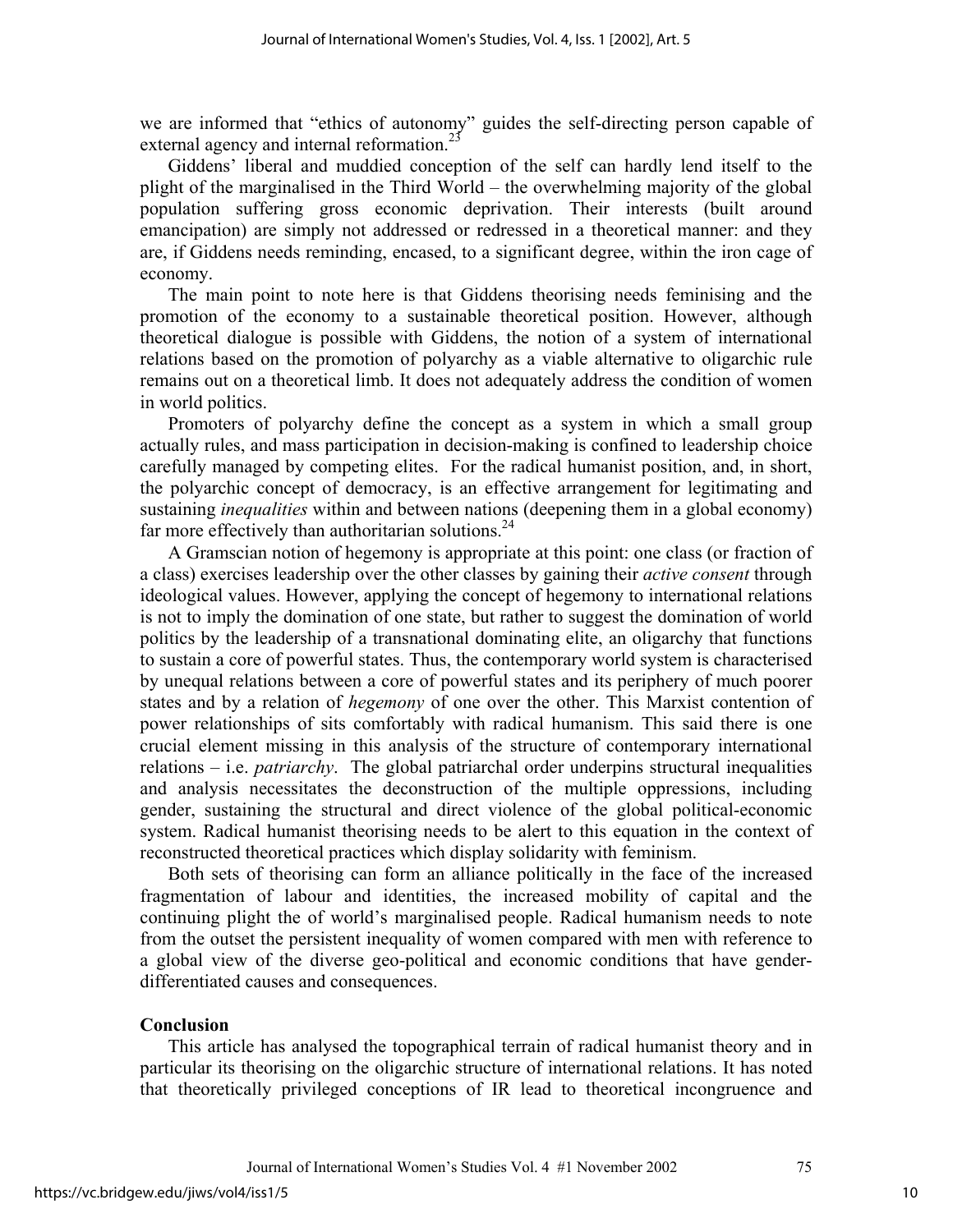we are informed that "ethics of autonomy" guides the self-directing person capable of external agency and internal reformation.[23]

Giddens' liberal and muddied conception of the self can hardly lend itself to the plight of the marginalised in the Third World – the overwhelming majority of the global population suffering gross economic deprivation. Their interests (built around emancipation) are simply not addressed or redressed in a theoretical manner: and they are, if Giddens needs reminding, encased, to a significant degree, within the iron cage of economy.

The main point to note here is that Giddens theorising needs feminising and the promotion of the economy to a sustainable theoretical position. However, although theoretical dialogue is possible with Giddens, the notion of a system of international relations based on the promotion of polyarchy as a viable alternative to oligarchic rule remains out on a theoretical limb. It does not adequately address the condition of women in world politics.

Promoters of polyarchy define the concept as a system in which a small group actually rules, and mass participation in decision-making is confined to leadership choice carefully managed by competing elites. For the radical humanist position, and, in short, the polyarchic concept of democracy, is an effective arrangement for legitimating and sustaining *inequalities* within and between nations (deepening them in a global economy) far more effectively than authoritarian solutions.[24]

A Gramscian notion of hegemony is appropriate at this point: one class (or fraction of a class) exercises leadership over the other classes by gaining their *active consent* through ideological values. However, applying the concept of hegemony to international relations is not to imply the domination of one state, but rather to suggest the domination of world politics by the leadership of a transnational dominating elite, an oligarchy that functions to sustain a core of powerful states. Thus, the contemporary world system is characterised by unequal relations between a core of powerful states and its periphery of much poorer states and by a relation of *hegemony* of one over the other. This Marxist contention of power relationships of sits comfortably with radical humanism. This said there is one crucial element missing in this analysis of the structure of contemporary international relations – i.e. *patriarchy*. The global patriarchal order underpins structural inequalities and analysis necessitates the deconstruction of the multiple oppressions, including gender, sustaining the structural and direct violence of the global political-economic system. Radical humanist theorising needs to be alert to this equation in the context of reconstructed theoretical practices which display solidarity with feminism.

Both sets of theorising can form an alliance politically in the face of the increased fragmentation of labour and identities, the increased mobility of capital and the continuing plight the of world's marginalised people. Radical humanism needs to note from the outset the persistent inequality of women compared with men with reference to a global view of the diverse geo-political and economic conditions that have gender-differentiated causes and consequences.

**Conclusion**

This article has analysed the topographical terrain of radical humanist theory and in particular its theorising on the oligarchic structure of international relations. It has noted that theoretically privileged conceptions of IR lead to theoretical incongruence and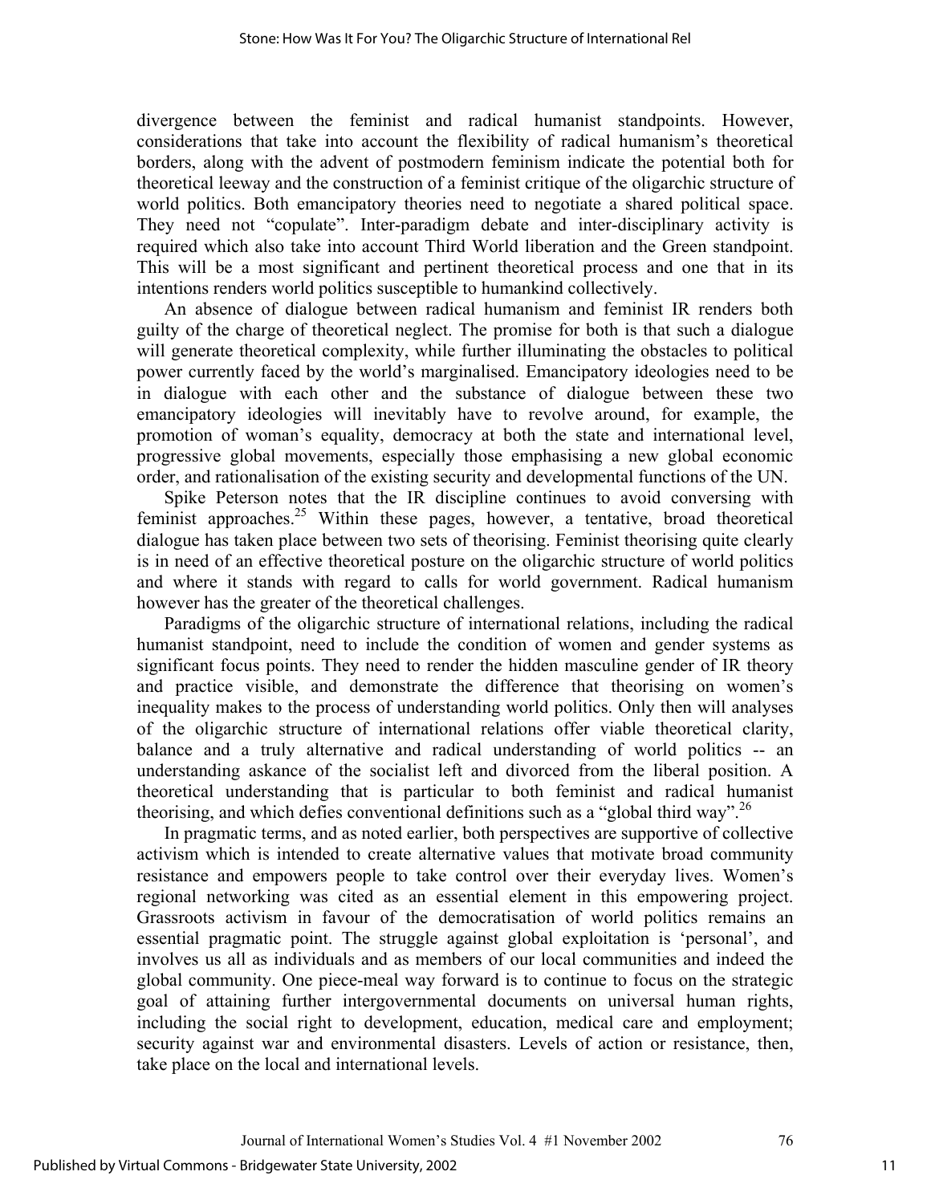divergence between the feminist and radical humanist standpoints. However, considerations that take into account the flexibility of radical humanism's theoretical borders, along with the advent of postmodern feminism indicate the potential both for theoretical leeway and the construction of a feminist critique of the oligarchic structure of world politics. Both emancipatory theories need to negotiate a shared political space. They need not "copulate". Inter-paradigm debate and inter-disciplinary activity is required which also take into account Third World liberation and the Green standpoint. This will be a most significant and pertinent theoretical process and one that in its intentions renders world politics susceptible to humankind collectively.

An absence of dialogue between radical humanism and feminist IR renders both guilty of the charge of theoretical neglect. The promise for both is that such a dialogue will generate theoretical complexity, while further illuminating the obstacles to political power currently faced by the world's marginalised. Emancipatory ideologies need to be in dialogue with each other and the substance of dialogue between these two emancipatory ideologies will inevitably have to revolve around, for example, the promotion of woman's equality, democracy at both the state and international level, progressive global movements, especially those emphasising a new global economic order, and rationalisation of the existing security and developmental functions of the UN.

Spike Peterson notes that the IR discipline continues to avoid conversing with feminist approaches.[25] Within these pages, however, a tentative, broad theoretical dialogue has taken place between two sets of theorising. Feminist theorising quite clearly is in need of an effective theoretical posture on the oligarchic structure of world politics and where it stands with regard to calls for world government. Radical humanism however has the greater of the theoretical challenges.

Paradigms of the oligarchic structure of international relations, including the radical humanist standpoint, need to include the condition of women and gender systems as significant focus points. They need to render the hidden masculine gender of IR theory and practice visible, and demonstrate the difference that theorising on women's inequality makes to the process of understanding world politics. Only then will analyses of the oligarchic structure of international relations offer viable theoretical clarity, balance and a truly alternative and radical understanding of world politics -- an understanding askance of the socialist left and divorced from the liberal position. A theoretical understanding that is particular to both feminist and radical humanist theorising, and which defies conventional definitions such as a "global third way".[26]

In pragmatic terms, and as noted earlier, both perspectives are supportive of collective activism which is intended to create alternative values that motivate broad community resistance and empowers people to take control over their everyday lives. Women's regional networking was cited as an essential element in this empowering project. Grassroots activism in favour of the democratisation of world politics remains an essential pragmatic point. The struggle against global exploitation is 'personal', and involves us all as individuals and as members of our local communities and indeed the global community. One piece-meal way forward is to continue to focus on the strategic goal of attaining further intergovernmental documents on universal human rights, including the social right to development, education, medical care and employment; security against war and environmental disasters. Levels of action or resistance, then, take place on the local and international levels.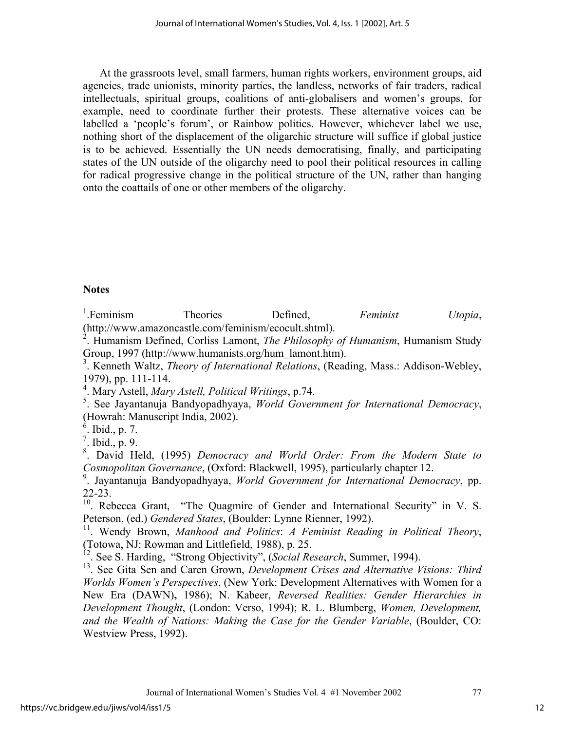At the grassroots level, small farmers, human rights workers, environment groups, aid agencies, trade unionists, minority parties, the landless, networks of fair traders, radical intellectuals, spiritual groups, coalitions of anti-globalisers and women's groups, for example, need to coordinate further their protests. These alternative voices can be labelled a 'people's forum', or Rainbow politics. However, whichever label we use, nothing short of the displacement of the oligarchic structure will suffice if global justice is to be achieved. Essentially the UN needs democratising, finally, and participating states of the UN outside of the oligarchy need to pool their political resources in calling for radical progressive change in the political structure of the UN, rather than hanging onto the coattails of one or other members of the oligarchy.

**Notes**

[1].Feminism Theories Defined, *Feminist Utopia*, (http://www.amazoncastle.com/feminism/ecocult.shtml).

[2]. Humanism Defined, Corliss Lamont, *The Philosophy of Humanism*, Humanism Study Group, 1997 (http://www.humanists.org/hum_lamont.htm).

[3]. Kenneth Waltz, *Theory of International Relations*, (Reading, Mass.: Addison-Webley, 1979), pp. 111-114.

[4]. Mary Astell, *Mary Astell, Political Writings*, p.74.

[5]. See Jayantanuja Bandyopadhyaya, *World Government for International Democracy*, (Howrah: Manuscript India, 2002).

[6]. Ibid., p. 7.

[7]. Ibid., p. 9.

[8]. David Held, (1995) *Democracy and World Order: From the Modern State to Cosmopolitan Governance*, (Oxford: Blackwell, 1995), particularly chapter 12.

[9]. Jayantanuja Bandyopadhyaya, *World Government for International Democracy*, pp. 22-23.

[10]. Rebecca Grant, "The Quagmire of Gender and International Security" in V. S. Peterson, (ed.) *Gendered States*, (Boulder: Lynne Rienner, 1992).

[11]. Wendy Brown, *Manhood and Politics*: *A Feminist Reading in Political Theory*, (Totowa, NJ: Rowman and Littlefield, 1988), p. 25.

[12]. See S. Harding, "Strong Objectivity", (*Social Research*, Summer, 1994).

[13]. See Gita Sen and Caren Grown, *Development Crises and Alternative Visions: Third Worlds Women's Perspectives*, (New York: Development Alternatives with Women for a New Era (DAWN)**,** 1986); N. Kabeer, *Reversed Realities: Gender Hierarchies in Development Thought*, (London: Verso, 1994); R. L. Blumberg, *Women, Development, and the Wealth of Nations: Making the Case for the Gender Variable*, (Boulder, CO: Westview Press, 1992).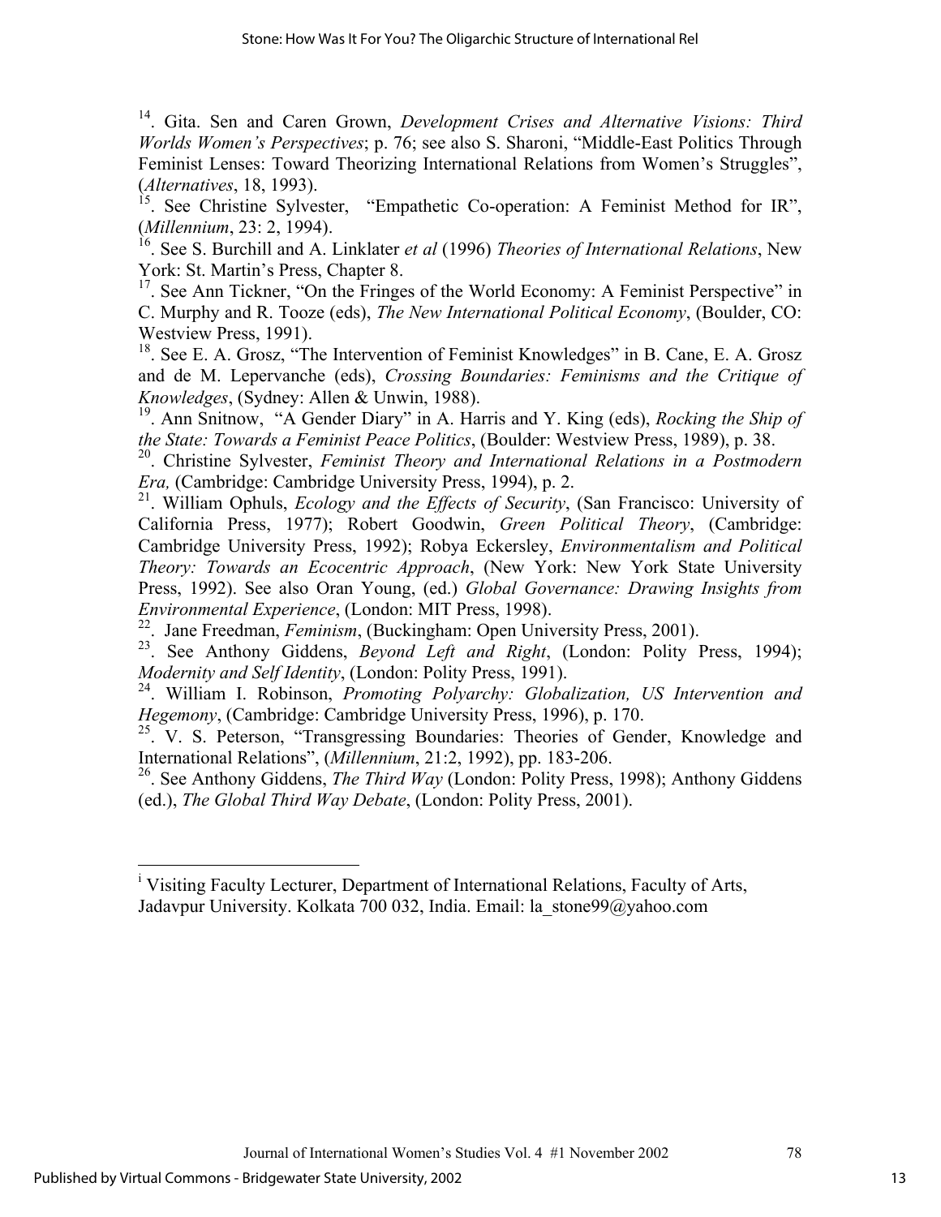[14]. Gita. Sen and Caren Grown, *Development Crises and Alternative Visions: Third Worlds Women's Perspectives*; p. 76; see also S. Sharoni, "Middle-East Politics Through Feminist Lenses: Toward Theorizing International Relations from Women's Struggles", (*Alternatives*, 18, 1993).

[15]. See Christine Sylvester, "Empathetic Co-operation: A Feminist Method for IR", (*Millennium*, 23: 2, 1994).

[16]. See S. Burchill and A. Linklater *et al* (1996) *Theories of International Relations*, New York: St. Martin's Press, Chapter 8.

[17]. See Ann Tickner, "On the Fringes of the World Economy: A Feminist Perspective" in C. Murphy and R. Tooze (eds), *The New International Political Economy*, (Boulder, CO: Westview Press, 1991).

[18]. See E. A. Grosz, "The Intervention of Feminist Knowledges" in B. Cane, E. A. Grosz and de M. Lepervanche (eds), *Crossing Boundaries: Feminisms and the Critique of Knowledges*, (Sydney: Allen & Unwin, 1988).

[19]. Ann Snitnow, "A Gender Diary" in A. Harris and Y. King (eds), *Rocking the Ship of the State: Towards a Feminist Peace Politics*, (Boulder: Westview Press, 1989), p. 38.

[20]. Christine Sylvester, *Feminist Theory and International Relations in a Postmodern Era,* (Cambridge: Cambridge University Press, 1994), p. 2.

[21]. William Ophuls, *Ecology and the Effects of Security*, (San Francisco: University of California Press, 1977); Robert Goodwin, *Green Political Theory*, (Cambridge: Cambridge University Press, 1992); Robya Eckersley, *Environmentalism and Political Theory: Towards an Ecocentric Approach*, (New York: New York State University Press, 1992). See also Oran Young, (ed.) *Global Governance: Drawing Insights from Environmental Experience*, (London: MIT Press, 1998).

[22]. Jane Freedman, *Feminism*, (Buckingham: Open University Press, 2001).

[23]. See Anthony Giddens, *Beyond Left and Right*, (London: Polity Press, 1994); *Modernity and Self Identity*, (London: Polity Press, 1991).

[24]. William I. Robinson, *Promoting Polyarchy: Globalization, US Intervention and Hegemony*, (Cambridge: Cambridge University Press, 1996), p. 170.

[25]. V. S. Peterson, "Transgressing Boundaries: Theories of Gender, Knowledge and International Relations", (*Millennium*, 21:2, 1992), pp. 183-206.

[26]. See Anthony Giddens, *The Third Way* (London: Polity Press, 1998); Anthony Giddens (ed.), *The Global Third Way Debate*, (London: Polity Press, 2001).

---

[i] Visiting Faculty Lecturer, Department of International Relations, Faculty of Arts, Jadavpur University. Kolkata 700 032, India. Email: la_stone99@yahoo.com